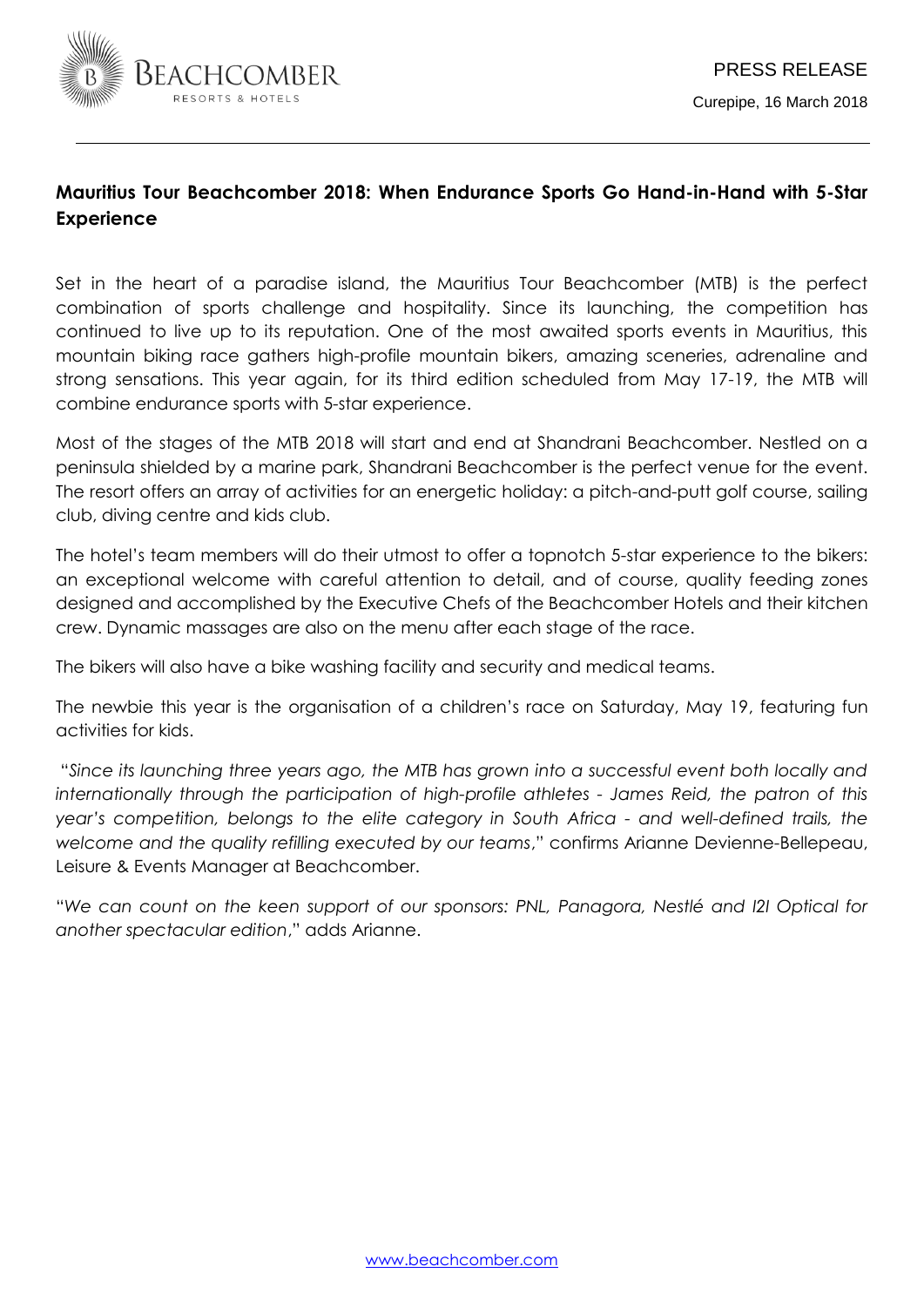PRESS RELEASE

Curepipe, 16 March 2018

## Mauritius Tour Beachcomber 2018: When Endurance Sports Go Hand-in-Hand with 5-Star Experience

Set in the heart of a paradise island, the Mauritius Tour Beachcomber (MTB) is the perfect combination of sports challenge and hospitality. Since its launching, the competition has continued to live up to its reputation. One of the most awaited sports events in Mauritius, this mountain biking race gathers high-profile mountain bikers, amazing sceneries, adrenaline and strong sensations. This year again, for its third edition scheduled from May 17-19, the MTB will combine endurance sports with 5-star experience.

Most of the stages of the MTB 2018 will start and end at Shandrani Beachcomber. Nestled on a peninsula shielded by a marine park, Shandrani Beachcomber is the perfect venue for the event. The resort offers an array of activities for an energetic holiday: a pitch-and-putt golf course, sailing club, diving centre and kids club.

The hotel's team members will do their utmost to offer a topnotch 5-star experience to the bikers: an exceptional welcome with careful attention to detail, and of course, quality feeding zones designed and accomplished by the Executive Chefs of the Beachcomber Hotels and their kitchen crew. Dynamic massages are also on the menu after each stage of the race.

The bikers will also have a bike washing facility and security and medical teams.

The newbie this year is the organisation of a children's race on Saturday, May 19, featuring fun activities for kids.

"*Since its launching three years ago, the MTB has grown into a successful event both locally and internationally through the participation of high-profile athletes - James Reid, the patron of this year's competition, belongs to the elite category in South Africa - and well-defined trails, the welcome and the quality refilling executed by our teams*," confirms Arianne Devienne-Bellepeau, Leisure & Events Manager at Beachcomber.

"*We can count on the keen support of our sponsors: PNL, Panagora, Nestlé and I2I Optical for another spectacular edition*," adds Arianne.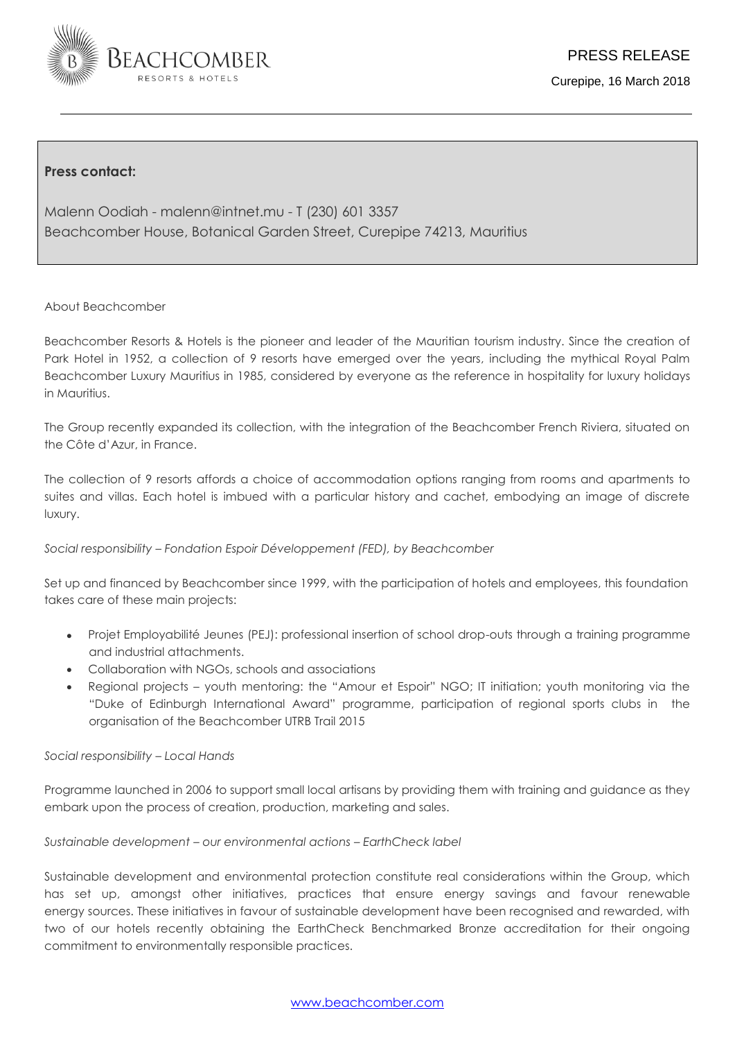PRESS RELEASE

Curepipe, 16 March 2018

**Press contact:**

Malenn Oodiah - malenn@intnet.mu - T (230) 601 3357
Beachcomber House, Botanical Garden Street, Curepipe 74213, Mauritius

About Beachcomber

Beachcomber Resorts & Hotels is the pioneer and leader of the Mauritian tourism industry. Since the creation of Park Hotel in 1952, a collection of 9 resorts have emerged over the years, including the mythical Royal Palm Beachcomber Luxury Mauritius in 1985, considered by everyone as the reference in hospitality for luxury holidays in Mauritius.

The Group recently expanded its collection, with the integration of the Beachcomber French Riviera, situated on the Côte d'Azur, in France.

The collection of 9 resorts affords a choice of accommodation options ranging from rooms and apartments to suites and villas. Each hotel is imbued with a particular history and cachet, embodying an image of discrete luxury.

*Social responsibility – Fondation Espoir Développement (FED), by Beachcomber*

Set up and financed by Beachcomber since 1999, with the participation of hotels and employees, this foundation takes care of these main projects:

- Projet Employabilité Jeunes (PEJ): professional insertion of school drop-outs through a training programme and industrial attachments.
- Collaboration with NGOs, schools and associations
- Regional projects – youth mentoring: the "Amour et Espoir" NGO; IT initiation; youth monitoring via the "Duke of Edinburgh International Award" programme, participation of regional sports clubs in the organisation of the Beachcomber UTRB Trail 2015

*Social responsibility – Local Hands*

Programme launched in 2006 to support small local artisans by providing them with training and guidance as they embark upon the process of creation, production, marketing and sales.

*Sustainable development – our environmental actions – EarthCheck label*

Sustainable development and environmental protection constitute real considerations within the Group, which has set up, amongst other initiatives, practices that ensure energy savings and favour renewable energy sources. These initiatives in favour of sustainable development have been recognised and rewarded, with two of our hotels recently obtaining the EarthCheck Benchmarked Bronze accreditation for their ongoing commitment to environmentally responsible practices.

www.beachcomber.com